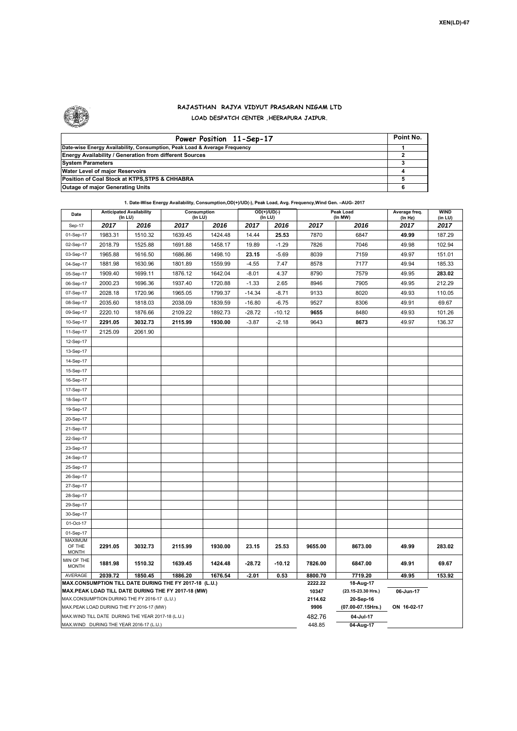XEN(LD)-67

# RAJASTHAN RAJYA VIDYUT PRASARAN NIGAM LTD

## LOAD DESPATCH CENTER ,HEERAPURA JAIPUR.

| Power Position 11-Sep-17 | Point No. |
|---|---|
| Date-wise Energy Availability, Consumption, Peak Load & Average Frequency | 1 |
| Energy Availability / Generation from different Sources | 2 |
| System Parameters | 3 |
| Water Level of major Reservoirs | 4 |
| Position of Coal Stock at KTPS,STPS & CHHABRA | 5 |
| Outage of major Generating Units | 6 |

**1. Date-Wise Energy Availability, Consumption,OD(+)/UD(-), Peak Load, Avg. Frequency,Wind Gen. –AUG- 2017**

| Date | Anticipated Availability (In LU) | | Consumption (In LU) | | OD(+)/UD(-) (In LU) | | Peak Load (In MW) | | Average freq. (In Hz) | WIND (in LU) |
|---|---|---|---|---|---|---|---|---|---|---|
| Sep-17 | 2017 | 2016 | 2017 | 2016 | 2017 | 2016 | 2017 | 2016 | 2017 | 2017 |
| 01-Sep-17 | 1983.31 | 1510.32 | 1639.45 | 1424.48 | 14.44 | **25.53** | 7870 | 6847 | **49.99** | 187.29 |
| 02-Sep-17 | 2018.79 | 1525.88 | 1691.88 | 1458.17 | 19.89 | -1.29 | 7826 | 7046 | 49.98 | 102.94 |
| 03-Sep-17 | 1965.88 | 1616.50 | 1686.86 | 1498.10 | **23.15** | -5.69 | 8039 | 7159 | 49.97 | 151.01 |
| 04-Sep-17 | 1881.98 | 1630.96 | 1801.89 | 1559.99 | -4.55 | 7.47 | 8578 | 7177 | 49.94 | 185.33 |
| 05-Sep-17 | 1909.40 | 1699.11 | 1876.12 | 1642.04 | -8.01 | 4.37 | 8790 | 7579 | 49.95 | **283.02** |
| 06-Sep-17 | 2000.23 | 1696.36 | 1937.40 | 1720.88 | -1.33 | 2.65 | 8946 | 7905 | 49.95 | 212.29 |
| 07-Sep-17 | 2028.18 | 1720.96 | 1965.05 | 1799.37 | -14.34 | -8.71 | 9133 | 8020 | 49.93 | 110.05 |
| 08-Sep-17 | 2035.60 | 1818.03 | 2038.09 | 1839.59 | -16.80 | -6.75 | 9527 | 8306 | 49.91 | 69.67 |
| 09-Sep-17 | 2220.10 | 1876.66 | 2109.22 | 1892.73 | -28.72 | -10.12 | **9655** | 8480 | 49.93 | 101.26 |
| 10-Sep-17 | **2291.05** | **3032.73** | **2115.99** | **1930.00** | -3.87 | -2.18 | 9643 | **8673** | 49.97 | 136.37 |
| 11-Sep-17 | 2125.09 | 2061.90 | | | | | | | | |
| 12-Sep-17 | | | | | | | | | | |
| 13-Sep-17 | | | | | | | | | | |
| 14-Sep-17 | | | | | | | | | | |
| 15-Sep-17 | | | | | | | | | | |
| 16-Sep-17 | | | | | | | | | | |
| 17-Sep-17 | | | | | | | | | | |
| 18-Sep-17 | | | | | | | | | | |
| 19-Sep-17 | | | | | | | | | | |
| 20-Sep-17 | | | | | | | | | | |
| 21-Sep-17 | | | | | | | | | | |
| 22-Sep-17 | | | | | | | | | | |
| 23-Sep-17 | | | | | | | | | | |
| 24-Sep-17 | | | | | | | | | | |
| 25-Sep-17 | | | | | | | | | | |
| 26-Sep-17 | | | | | | | | | | |
| 27-Sep-17 | | | | | | | | | | |
| 28-Sep-17 | | | | | | | | | | |
| 29-Sep-17 | | | | | | | | | | |
| 30-Sep-17 | | | | | | | | | | |
| 01-Oct-17 | | | | | | | | | | |
| 01-Sep-17 | | | | | | | | | | |
| MAXIMUM OF THE MONTH | 2291.05 | 3032.73 | 2115.99 | 1930.00 | 23.15 | 25.53 | 9655.00 | 8673.00 | 49.99 | 283.02 |
| MIN OF THE MONTH | 1881.98 | 1510.32 | 1639.45 | 1424.48 | -28.72 | -10.12 | 7826.00 | 6847.00 | 49.91 | 69.67 |
| AVERAGE | 2039.72 | 1850.45 | 1886.20 | 1676.54 | -2.01 | 0.53 | 8800.70 | 7719.20 | 49.95 | 153.92 |
| MAX.CONSUMPTION TILL DATE DURING THE FY 2017-18 (L.U.) | | | | | | | 2222.22 | 18-Aug-17 | | |
| MAX.PEAK LOAD TILL DATE DURING THE FY 2017-18 (MW) | | | | | | | 10347 | (23.15-23.30 Hrs.) | 06-Jun-17 | |
| MAX.CONSUMPTION DURING THE FY 2016-17 (L.U.) | | | | | | | 2114.62 | 20-Sep-16 | | |
| MAX.PEAK LOAD DURING THE FY 2016-17 (MW) | | | | | | | 9906 | (07.00-07.15Hrs.) | ON 16-02-17 | |
| MAX.WIND TILL DATE DURING THE YEAR 2017-18 (L.U.) | | | | | | | 482.76 | 04-Jul-17 | | |
| MAX.WIND DURING THE YEAR 2016-17 (L.U.) | | | | | | | 448.85 | 04-Aug-17 | | |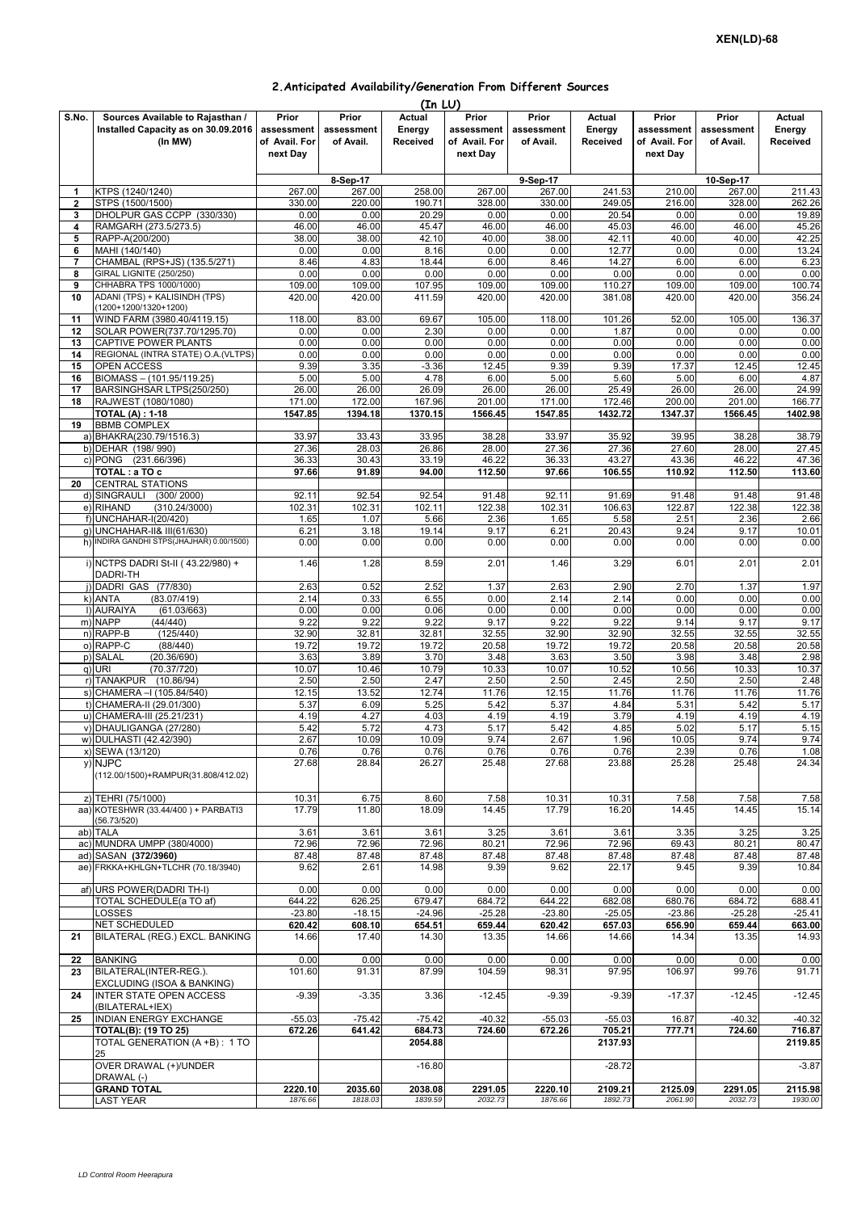XEN(LD)-68

## 2.Anticipated Availability/Generation From Different Sources

(In LU)

| S.No. | Sources Available to Rajasthan / Installed Capacity as on 30.09.2016 (In MW) | Prior assessment of Avail. For next Day | Prior assessment of Avail. | Actual Energy Received | Prior assessment of Avail. For next Day | Prior assessment of Avail. | Actual Energy Received | Prior assessment of Avail. For next Day | Prior assessment of Avail. | Actual Energy Received |
|---|---|---|---|---|---|---|---|---|---|---|
| | | 8-Sep-17 | | | 9-Sep-17 | | | 10-Sep-17 | | |
| 1 | KTPS (1240/1240) | 267.00 | 267.00 | 258.00 | 267.00 | 267.00 | 241.53 | 210.00 | 267.00 | 211.43 |
| 2 | STPS (1500/1500) | 330.00 | 220.00 | 190.71 | 328.00 | 330.00 | 249.05 | 216.00 | 328.00 | 262.26 |
| 3 | DHOLPUR GAS CCPP (330/330) | 0.00 | 0.00 | 20.29 | 0.00 | 0.00 | 20.54 | 0.00 | 0.00 | 19.89 |
| 4 | RAMGARH (273.5/273.5) | 46.00 | 46.00 | 45.47 | 46.00 | 46.00 | 45.03 | 46.00 | 46.00 | 45.26 |
| 5 | RAPP-A(200/200) | 38.00 | 38.00 | 42.10 | 40.00 | 38.00 | 42.11 | 40.00 | 40.00 | 42.25 |
| 6 | MAHI (140/140) | 0.00 | 0.00 | 8.16 | 0.00 | 0.00 | 12.77 | 0.00 | 0.00 | 13.24 |
| 7 | CHAMBAL (RPS+JS) (135.5/271) | 8.46 | 4.83 | 18.44 | 6.00 | 8.46 | 14.27 | 6.00 | 6.00 | 6.23 |
| 8 | GIRAL LIGNITE (250/250) | 0.00 | 0.00 | 0.00 | 0.00 | 0.00 | 0.00 | 0.00 | 0.00 | 0.00 |
| 9 | CHHABRA TPS 1000/1000) | 109.00 | 109.00 | 107.95 | 109.00 | 109.00 | 110.27 | 109.00 | 109.00 | 100.74 |
| 10 | ADANI (TPS) + KALISINDH (TPS) (1200+1200/1320+1200) | 420.00 | 420.00 | 411.59 | 420.00 | 420.00 | 381.08 | 420.00 | 420.00 | 356.24 |
| 11 | WIND FARM (3980.40/4119.15) | 118.00 | 83.00 | 69.67 | 105.00 | 118.00 | 101.26 | 52.00 | 105.00 | 136.37 |
| 12 | SOLAR POWER(737.70/1295.70) | 0.00 | 0.00 | 2.30 | 0.00 | 0.00 | 1.87 | 0.00 | 0.00 | 0.00 |
| 13 | CAPTIVE POWER PLANTS | 0.00 | 0.00 | 0.00 | 0.00 | 0.00 | 0.00 | 0.00 | 0.00 | 0.00 |
| 14 | REGIONAL (INTRA STATE) O.A.(VLTPS) | 0.00 | 0.00 | 0.00 | 0.00 | 0.00 | 0.00 | 0.00 | 0.00 | 0.00 |
| 15 | OPEN ACCESS | 9.39 | 3.35 | -3.36 | 12.45 | 9.39 | 9.39 | 17.37 | 12.45 | 12.45 |
| 16 | BIOMASS – (101.95/119.25) | 5.00 | 5.00 | 4.78 | 6.00 | 5.00 | 5.60 | 5.00 | 6.00 | 4.87 |
| 17 | BARSINGHSAR LTPS(250/250) | 26.00 | 26.00 | 26.09 | 26.00 | 26.00 | 25.49 | 26.00 | 26.00 | 24.99 |
| 18 | RAJWEST (1080/1080) | 171.00 | 172.00 | 167.96 | 201.00 | 171.00 | 172.46 | 200.00 | 201.00 | 166.77 |
| | **TOTAL (A) : 1-18** | **1547.85** | **1394.18** | **1370.15** | **1566.45** | **1547.85** | **1432.72** | **1347.37** | **1566.45** | **1402.98** |
| 19 | BBMB COMPLEX | | | | | | | | | |
| | a) BHAKRA(230.79/1516.3) | 33.97 | 33.43 | 33.95 | 38.28 | 33.97 | 35.92 | 39.95 | 38.28 | 38.79 |
| | b) DEHAR (198/ 990) | 27.36 | 28.03 | 26.86 | 28.00 | 27.36 | 27.36 | 27.60 | 28.00 | 27.45 |
| | c) PONG (231.66/396) | 36.33 | 30.43 | 33.19 | 46.22 | 36.33 | 43.27 | 43.36 | 46.22 | 47.36 |
| | **TOTAL : a TO c** | **97.66** | **91.89** | **94.00** | **112.50** | **97.66** | **106.55** | **110.92** | **112.50** | **113.60** |
| 20 | CENTRAL STATIONS | | | | | | | | | |
| | d) SINGRAULI (300/ 2000) | 92.11 | 92.54 | 92.54 | 91.48 | 92.11 | 91.69 | 91.48 | 91.48 | 91.48 |
| | e) RIHAND (310.24/3000) | 102.31 | 102.31 | 102.11 | 122.38 | 102.31 | 106.63 | 122.87 | 122.38 | 122.38 |
| | f) UNCHAHAR-I(20/420) | 1.65 | 1.07 | 5.66 | 2.36 | 1.65 | 5.58 | 2.51 | 2.36 | 2.66 |
| | g) UNCHAHAR-II& III(61/630) | 6.21 | 3.18 | 19.14 | 9.17 | 6.21 | 20.43 | 9.24 | 9.17 | 10.01 |
| | h) INDIRA GANDHI STPS(JHAJHAR) 0.00/1500) | 0.00 | 0.00 | 0.00 | 0.00 | 0.00 | 0.00 | 0.00 | 0.00 | 0.00 |
| | i) NCTPS DADRI St-II ( 43.22/980) + DADRI-TH | 1.46 | 1.28 | 8.59 | 2.01 | 1.46 | 3.29 | 6.01 | 2.01 | 2.01 |
| | j) DADRI GAS (77/830) | 2.63 | 0.52 | 2.52 | 1.37 | 2.63 | 2.90 | 2.70 | 1.37 | 1.97 |
| | k) ANTA (83.07/419) | 2.14 | 0.33 | 6.55 | 0.00 | 2.14 | 2.14 | 0.00 | 0.00 | 0.00 |
| | l) AURAIYA (61.03/663) | 0.00 | 0.00 | 0.06 | 0.00 | 0.00 | 0.00 | 0.00 | 0.00 | 0.00 |
| | m) NAPP (44/440) | 9.22 | 9.22 | 9.22 | 9.17 | 9.22 | 9.22 | 9.14 | 9.17 | 9.17 |
| | n) RAPP-B (125/440) | 32.90 | 32.81 | 32.81 | 32.55 | 32.90 | 32.90 | 32.55 | 32.55 | 32.55 |
| | o) RAPP-C (88/440) | 19.72 | 19.72 | 19.72 | 20.58 | 19.72 | 19.72 | 20.58 | 20.58 | 20.58 |
| | p) SALAL (20.36/690) | 3.63 | 3.89 | 3.70 | 3.48 | 3.63 | 3.50 | 3.98 | 3.48 | 2.98 |
| | q) URI (70.37/720) | 10.07 | 10.46 | 10.79 | 10.33 | 10.07 | 10.52 | 10.56 | 10.33 | 10.37 |
| | r) TANAKPUR (10.86/94) | 2.50 | 2.50 | 2.47 | 2.50 | 2.50 | 2.45 | 2.50 | 2.50 | 2.48 |
| | s) CHAMERA –I (105.84/540) | 12.15 | 13.52 | 12.74 | 11.76 | 12.15 | 11.76 | 11.76 | 11.76 | 11.76 |
| | t) CHAMERA-II (29.01/300) | 5.37 | 6.09 | 5.25 | 5.42 | 5.37 | 4.84 | 5.31 | 5.42 | 5.17 |
| | u) CHAMERA-III (25.21/231) | 4.19 | 4.27 | 4.03 | 4.19 | 4.19 | 3.79 | 4.19 | 4.19 | 4.19 |
| | v) DHAULIGANGA (27/280) | 5.42 | 5.72 | 4.73 | 5.17 | 5.42 | 4.85 | 5.02 | 5.17 | 5.15 |
| | w) DULHASTI (42.42/390) | 2.67 | 10.09 | 10.09 | 9.74 | 2.67 | 1.96 | 10.05 | 9.74 | 9.74 |
| | x) SEWA (13/120) | 0.76 | 0.76 | 0.76 | 0.76 | 0.76 | 0.76 | 2.39 | 0.76 | 1.08 |
| | y) NJPC (112.00/1500)+RAMPUR(31.808/412.02) | 27.68 | 28.84 | 26.27 | 25.48 | 27.68 | 23.88 | 25.28 | 25.48 | 24.34 |
| | z) TEHRI (75/1000) | 10.31 | 6.75 | 8.60 | 7.58 | 10.31 | 10.31 | 7.58 | 7.58 | 7.58 |
| | aa) KOTESHWR (33.44/400 ) + PARBATI3 (56.73/520) | 17.79 | 11.80 | 18.09 | 14.45 | 17.79 | 16.20 | 14.45 | 14.45 | 15.14 |
| | ab) TALA | 3.61 | 3.61 | 3.61 | 3.25 | 3.61 | 3.61 | 3.35 | 3.25 | 3.25 |
| | ac) MUNDRA UMPP (380/4000) | 72.96 | 72.96 | 72.96 | 80.21 | 72.96 | 72.96 | 69.43 | 80.21 | 80.47 |
| | ad) SASAN **(372/3960)** | 87.48 | 87.48 | 87.48 | 87.48 | 87.48 | 87.48 | 87.48 | 87.48 | 87.48 |
| | ae) FRKKA+KHLGN+TLCHR (70.18/3940) | 9.62 | 2.61 | 14.98 | 9.39 | 9.62 | 22.17 | 9.45 | 9.39 | 10.84 |
| | af) URS POWER(DADRI TH-I) | 0.00 | 0.00 | 0.00 | 0.00 | 0.00 | 0.00 | 0.00 | 0.00 | 0.00 |
| | TOTAL SCHEDULE(a TO af) | 644.22 | 626.25 | 679.47 | 684.72 | 644.22 | 682.08 | 680.76 | 684.72 | 688.41 |
| | LOSSES | -23.80 | -18.15 | -24.96 | -25.28 | -23.80 | -25.05 | -23.86 | -25.28 | -25.41 |
| | NET SCHEDULED | 620.42 | 608.10 | 654.51 | 659.44 | 620.42 | 657.03 | 656.90 | 659.44 | 663.00 |
| 21 | BILATERAL (REG.) EXCL. BANKING | 14.66 | 17.40 | 14.30 | 13.35 | 14.66 | 14.66 | 14.34 | 13.35 | 14.93 |
| 22 | BANKING | 0.00 | 0.00 | 0.00 | 0.00 | 0.00 | 0.00 | 0.00 | 0.00 | 0.00 |
| 23 | BILATERAL(INTER-REG.). EXCLUDING (ISOA & BANKING) | 101.60 | 91.31 | 87.99 | 104.59 | 98.31 | 97.95 | 106.97 | 99.76 | 91.71 |
| 24 | INTER STATE OPEN ACCESS (BILATERAL+IEX) | -9.39 | -3.35 | 3.36 | -12.45 | -9.39 | -9.39 | -17.37 | -12.45 | -12.45 |
| 25 | INDIAN ENERGY EXCHANGE | -55.03 | -75.42 | -75.42 | -40.32 | -55.03 | -55.03 | 16.87 | -40.32 | -40.32 |
| | **TOTAL(B): (19 TO 25)** | **672.26** | **641.42** | **684.73** | **724.60** | **672.26** | **705.21** | **777.71** | **724.60** | **716.87** |
| | TOTAL GENERATION (A +B) : 1 TO 25 | | | **2054.88** | | | **2137.93** | | | **2119.85** |
| | OVER DRAWAL (+)/UNDER DRAWAL (-) | | | -16.80 | | | -28.72 | | | -3.87 |
| | **GRAND TOTAL** | **2220.10** | **2035.60** | **2038.08** | **2291.05** | **2220.10** | **2109.21** | **2125.09** | **2291.05** | **2115.98** |
| | *LAST YEAR* | *1876.66* | *1818.03* | *1839.59* | *2032.73* | *1876.66* | *1892.73* | *2061.90* | *2032.73* | *1930.00* |

*LD Control Room Heerapura*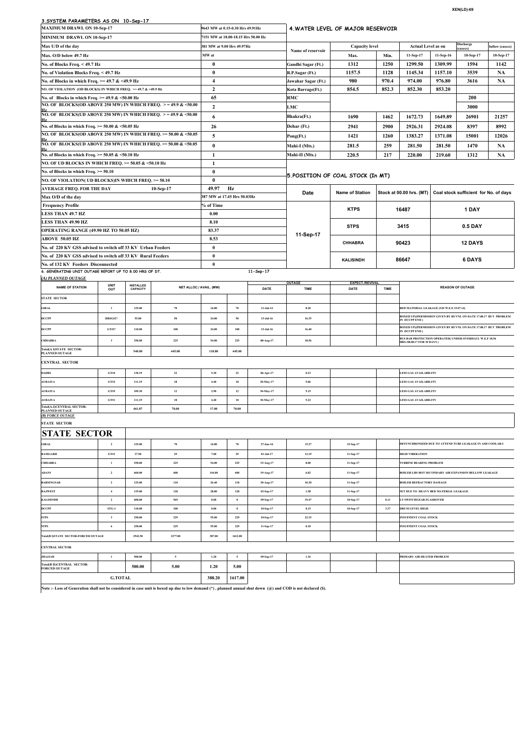XEN(LD)-69

## 3.SYSTEM PARAMETERS AS ON 10-Sep-17

| | | |
|---|---|---|
| MAXIMUM DRAWL ON 10-Sep-17 | 9643 MW at 0.15-0.30 Hrs 49.91Hz | |
| MINIMUM DRAWL ON 10-Sep-17 | 7151 MW at 18.00-18.15 Hrs 50.00 Hz | |
| Max U/D of the day | 381 MW at 9.00 Hrs 49.97Hz | |
| Max. O/D below 49.7 Hz | MW at | |
| No. of Blocks Freq. < 49.7 Hz | 0 | |
| No. of Violation Blocks Freq. < 49.7 Hz | 0 | |
| No. of Blocks in which Freq. >= 49.7 & <49.9 Hz | 4 | |
| NO. OF VIOLATION (OD BLOCKS) IN WHICH FREQ. >= 49.7 & <49.9 Hz | 2 | |
| No. of Blocks in which Freq. >= 49.9 & <50.00 Hz | 65 | |
| NO. OF BLOCKS(OD ABOVE 250 MW) IN WHICH FREQ. > = 49.9 & <50.00 Hz | 2 | |
| NO. OF BLOCKS(UD ABOVE 250 MW) IN WHICH FREQ. > = 49.9 & <50.00 Hz | 6 | |
| No. of Blocks in which Freq. >= 50.00 & <50.05 Hz | 26 | |
| NO. OF BLOCKS(OD ABOVE 250 MW) IN WHICH FREQ. >= 50.00 & <50.05 Hz | 5 | |
| NO. OF BLOCKS(UD ABOVE 250 MW) IN WHICH FREQ. >= 50.00 & <50.05 Hz | 0 | |
| No. of Blocks in which Freq. >= 50.05 & <50.10 Hz | 1 | |
| NO. OF UD BLOCKS IN WHICH FREQ. >= 50.05 & <50.10 Hz | 1 | |
| No. of Blocks in which Freq. >= 50.10 | 0 | |
| NO. OF VIOLATION( UD BLOCKS)IN WHICH FREQ. >= 50.10 | 0 | |
| AVERAGE FREQ. FOR THE DAY 10-Sep-17 | 49.97 | Hz |
| Max O/D of the day | 387 MW at 17.45 Hrs 50.03Hz | |
| Frequency Profile | % of Time | |
| LESS THAN 49.7 HZ | 0.00 | |
| LESS THAN 49.90 HZ | 8.10 | |
| OPERATING RANGE (49.90 HZ TO 50.05 HZ) | 83.37 | |
| ABOVE 50.05 HZ | 8.53 | |
| No. of 220 KV GSS advised to switch off 33 KV Urban Feeders | 0 | |
| No. of 220 KV GSS advised to switch off 33 KV Rural Feeders | 0 | |
| No. of 132 KV Feeders Disconnected | 0 | |

## 4.WATER LEVEL OF MAJOR RESERVOIR

| Name of reservoir | Capacity level | | Actual Level as on | | Discharge (cusecs) | Inflow (cusecs) |
|---|---|---|---|---|---|---|
| | Max. | Min. | 11-Sep-17 | 11-Sep-16 | 10-Sep-17 | 10-Sep-17 |
| Gandhi Sagar (Ft.) | 1312 | 1250 | 1299.50 | 1309.99 | 1594 | 1142 |
| R.P.Sagar (Ft.) | 1157.5 | 1128 | 1145.34 | 1157.10 | 3539 | NA |
| Jawahar Sagar (Ft.) | 980 | 970.4 | 974.00 | 976.80 | 3616 | NA |
| Kota Barrage(Ft.) | 854.5 | 852.3 | 852.30 | 853.20 | | |
| RMC | | | | | 200 | |
| LMC | | | | | 3000 | |
| Bhakra(Ft.) | 1690 | 1462 | 1672.73 | 1649.89 | 26901 | 21257 |
| Dehar (Ft.) | 2941 | 2900 | 2926.31 | 2924.08 | 8397 | 8992 |
| Pong(Ft.) | 1421 | 1260 | 1383.27 | 1371.08 | 15001 | 12026 |
| Mahi-I (Mts.) | 281.5 | 259 | 281.50 | 281.50 | 1470 | NA |
| Mahi-II (Mts.) | 220.5 | 217 | 220.00 | 219.60 | 1312 | NA |

## 5.POSITION OF COAL STOCK (In MT)

| Date | Name of Station | Stock at 00.00 hrs. (MT) | Coal stock sufficient for No. of days |
|---|---|---|---|
| 11-Sep-17 | KTPS | 16487 | 1 DAY |
| | STPS | 3415 | 0.5 DAY |
| | CHHABRA | 90423 | 12 DAYS |
| | KALISINDH | 86647 | 6 DAYS |

## 6. GENERATING UNIT OUTAGE REPORT UP TO 8.00 HRS OF DT. 11-Sep-17

*(A) PLANNED OUTAGE*

| NAME OF STATION | UNIT OUT | INSTALLED CAPACITY | NET ALLOC./ AVAIL. (MW) | | | | OUTAGE DATE | OUTAGE TIME | EXPECT./REVIVAL DATE | EXPECT./REVIVAL TIME | REASON OF OUTAGE |
|---|---|---|---|---|---|---|---|---|---|---|---|
| **STATE SECTOR** | | | | | | | | | | | |
| GIRAL | 1 | 125.00 | 70 | 16.80 | 70 | | 11-Jul-14 | 8.20 | | | BED MATERIAL LEAKAGE (S/D W.E.F.15.07.14) |
| DCCPP | HRSG#2* | 55.00 | 50 | 24.00 | 50 | | 13-Jul-16 | 16.35 | | | BOXED UP(PERMISSION GIVEN BY RUVNL ON DATE 17.08.17 BUT PROBLEM IN DCCPP END ) |
| DCCPP | GT#2* | 110.00 | 100 | 24.00 | 100 | | 13-Jul-16 | 16.40 | | | BOXED UP(PERMISSION GIVEN BY RUVNL ON DATE 17.08.17 BUT PROBLEM IN DCCPP END ) |
| CHHABRA | 3 | 250.00 | 225 | 54.00 | 225 | | 08-Aug-17 | 18.56 | | | BUS BAR PROTECTION OPERATED( UNDER OVERHAUL W.E.F 18.56 HRS./08.08.17 FOR 30 DAYS ) |
| Total(A I)STATE SECTOR-PLANNED OUTAGE | | 540.00 | 445.00 | 118.80 | 445.00 | | | | | | |
| **CENTRAL SECTOR** | | | | | | | | | | | |
| DADRI | GT#4 | 130.19 | 22 | 5.30 | 22 | | 06-Apr-17 | 0.23 | | | LESS GAS AVAILABILITY |
| AURAIYA | GT#2 | 111.19 | 18 | 4.40 | 18 | | 30-May-17 | 5.06 | | | LESS GAS AVAILABILITY |
| AURAIYA | GT#5 | 109.30 | 12 | 2.90 | 12 | | 30-May-17 | 5.15 | | | LESS GAS AVAILABILITY |
| AURAIYA | GT#1 | 111.19 | 18 | 4.40 | 18 | | 30-May-17 | 5.22 | | | LESS GAS AVAILABILITY |
| Total(A-I)CENTRAL SECTOR-PLANNED OUTAGE | | 461.87 | 70.00 | 17.00 | 70.00 | | | | | | |

*(B) FORCE OUTAGE*

| NAME OF STATION | UNIT OUT | INSTALLED CAPACITY | NET ALLOC./ AVAIL. (MW) | | | | OUTAGE DATE | OUTAGE TIME | EXPECT./REVIVAL DATE | EXPECT./REVIVAL TIME | REASON OF OUTAGE |
|---|---|---|---|---|---|---|---|---|---|---|---|
| **STATE SECTOR** | | | | | | | | | | | |
| GIRAL | 2 | 125.00 | 70 | 16.80 | 70 | | 27-Jan-16 | 15.27 | 15-Sep-17 | | DESYNCHRONIZED DUE TO ATTEND TUBE LEAKAGE IN ASH COOLAR-I |
| RAMGARH | GT#1 | 37.50 | 29 | 7.00 | 29 | | 01-Jul-17 | 12.19 | 11-Sep-17 | | HIGH VIBERATION |
| CHHABRA | 1 | 250.00 | 225 | 54.00 | 225 | | 15-Aug-17 | 8.00 | 11-Sep-17 | | TURBINE BEARING PROBLEM |
| ADANI | 2 | 660.00 | 600 | 144.00 | 600 | | 19-Aug-17 | 6.02 | 11-Sep-17 | | BOILER LHS HOT SECONDARY AIR EXPANSION BELLOW LEAKAGE |
| BARSINGSAR | 2 | 125.00 | 110 | 26.40 | 110 | | 30-Aug-17 | 10.30 | 11-Sep-17 | | BOILER REFRACTORY DAMAGE |
| RAJWEST | 4 | 135.00 | 120 | 28.80 | 120 | | 03-Sep-17 | 1.58 | 11-Sep-17 | | S/T DUE TO HEAVY BED MATERIAL LEAKAGE |
| KALISINDH | 2 | 600.00 | 565 | 0.00 | 0 | | 09-Sep-17 | 19.47 | 10-Sep-17 | 0.11 | LT SWITCHGEAR FLASHOVER |
| DCCPP | STG-1 | 110.00 | 100 | 0.00 | 0 | | 10-Sep-17 | 0.15 | 10-Sep-17 | 3.37 | DRUM LEVEL HIGH |
| STPS | 3 | 250.00 | 229 | 55.00 | 229 | | 10-Sep-17 | 22.15 | | | INSUFFIENT COAL STOCK |
| STPS | 6 | 250.00 | 229 | 55.00 | 229 | | 11-Sep-17 | 0.10 | | | INSUFFIENT COAL STOCK |
| Total(B I)STATE SECTOR-FORCED OUTAGE | | 2542.50 | 2277.00 | 387.00 | 1612.00 | | | | | | |
| **CENTRAL SECTOR** | | | | | | | | | | | |
| JHAJJAR | 1 | 500.00 | 5 | 1.20 | 5 | | 09-Sep-17 | 1.16 | | | PRIMARY AIR HEATER PROBLEM |
| Total(B II)CENTRAL SECTOR-FORCED OUTAGE | | 500.00 | 5.00 | 1.20 | 5.00 | | | | | | |
| G.TOTAL | | | | 388.20 | 1617.00 | | | | | | |

Note :- Loss of Generation shall not be considered in case unit is boxed up due to low demand (*) , planned annual shut down (@) and COD is not declared ($).